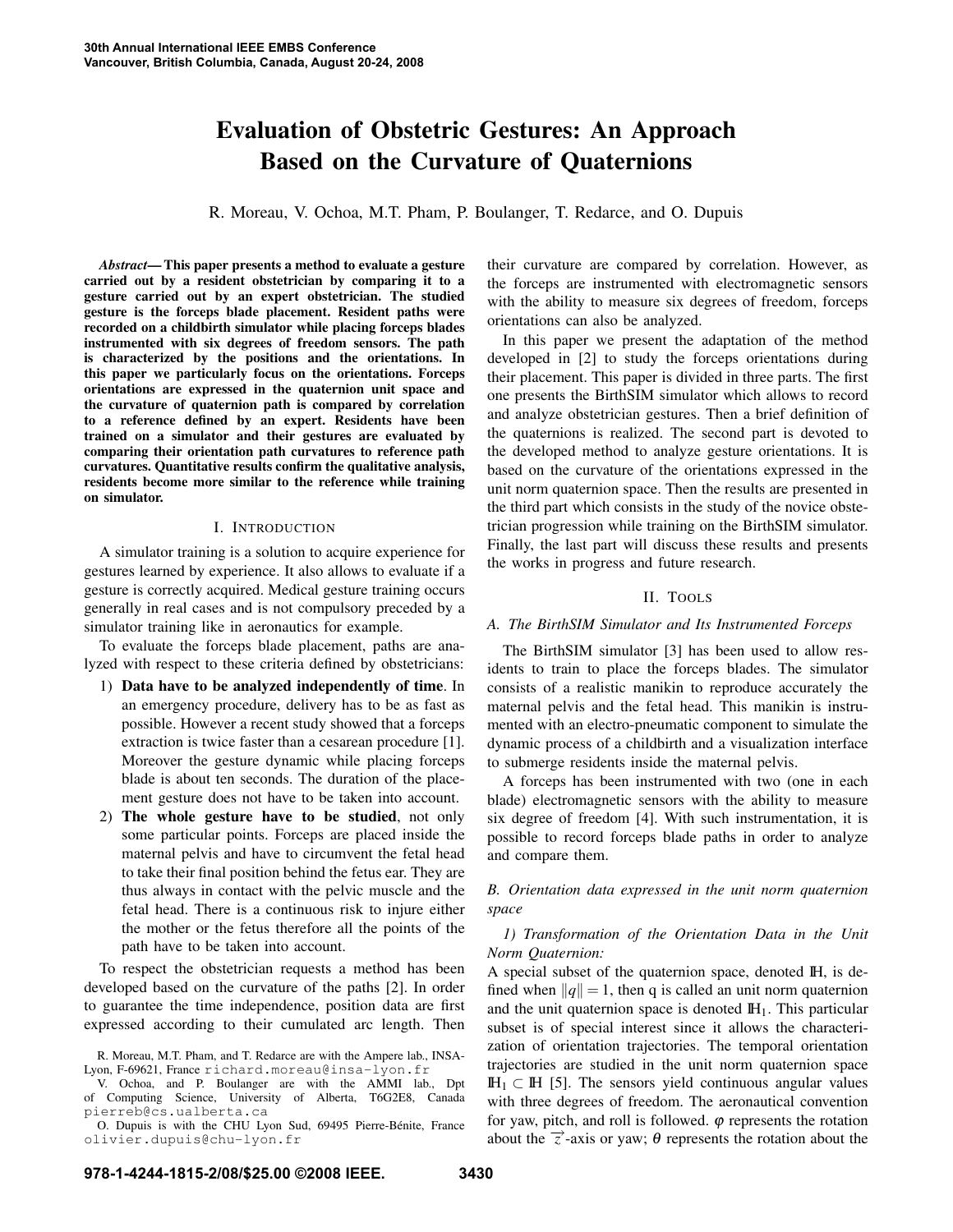# Evaluation of Obstetric Gestures: An Approach Based on the Curvature of Quaternions

R. Moreau, V. Ochoa, M.T. Pham, P. Boulanger, T. Redarce, and O. Dupuis

***Abstract*— This paper presents a method to evaluate a gesture carried out by a resident obstetrician by comparing it to a gesture carried out by an expert obstetrician. The studied gesture is the forceps blade placement. Resident paths were recorded on a childbirth simulator while placing forceps blades instrumented with six degrees of freedom sensors. The path is characterized by the positions and the orientations. In this paper we particularly focus on the orientations. Forceps orientations are expressed in the quaternion unit space and the curvature of quaternion path is compared by correlation to a reference defined by an expert. Residents have been trained on a simulator and their gestures are evaluated by comparing their orientation path curvatures to reference path curvatures. Quantitative results confirm the qualitative analysis, residents become more similar to the reference while training on simulator.**

## I. INTRODUCTION

A simulator training is a solution to acquire experience for gestures learned by experience. It also allows to evaluate if a gesture is correctly acquired. Medical gesture training occurs generally in real cases and is not compulsory preceded by a simulator training like in aeronautics for example.

To evaluate the forceps blade placement, paths are analyzed with respect to these criteria defined by obstetricians:

1) **Data have to be analyzed independently of time**. In an emergency procedure, delivery has to be as fast as possible. However a recent study showed that a forceps extraction is twice faster than a cesarean procedure [1]. Moreover the gesture dynamic while placing forceps blade is about ten seconds. The duration of the placement gesture does not have to be taken into account.
2) **The whole gesture have to be studied**, not only some particular points. Forceps are placed inside the maternal pelvis and have to circumvent the fetal head to take their final position behind the fetus ear. They are thus always in contact with the pelvic muscle and the fetal head. There is a continuous risk to injure either the mother or the fetus therefore all the points of the path have to be taken into account.

To respect the obstetrician requests a method has been developed based on the curvature of the paths [2]. In order to guarantee the time independence, position data are first expressed according to their cumulated arc length. Then their curvature are compared by correlation. However, as the forceps are instrumented with electromagnetic sensors with the ability to measure six degrees of freedom, forceps orientations can also be analyzed.

In this paper we present the adaptation of the method developed in [2] to study the forceps orientations during their placement. This paper is divided in three parts. The first one presents the BirthSIM simulator which allows to record and analyze obstetrician gestures. Then a brief definition of the quaternions is realized. The second part is devoted to the developed method to analyze gesture orientations. It is based on the curvature of the orientations expressed in the unit norm quaternion space. Then the results are presented in the third part which consists in the study of the novice obstetrician progression while training on the BirthSIM simulator. Finally, the last part will discuss these results and presents the works in progress and future research.

R. Moreau, M.T. Pham, and T. Redarce are with the Ampere lab., INSA-Lyon, F-69621, France richard.moreau@insa-lyon.fr

V. Ochoa, and P. Boulanger are with the AMMI lab., Dpt of Computing Science, University of Alberta, T6G2E8, Canada pierreb@cs.ualberta.ca

O. Dupuis is with the CHU Lyon Sud, 69495 Pierre-Bénite, France olivier.dupuis@chu-lyon.fr

## II. TOOLS

### A. The BirthSIM Simulator and Its Instrumented Forceps

The BirthSIM simulator [3] has been used to allow residents to train to place the forceps blades. The simulator consists of a realistic manikin to reproduce accurately the maternal pelvis and the fetal head. This manikin is instrumented with an electro-pneumatic component to simulate the dynamic process of a childbirth and a visualization interface to submerge residents inside the maternal pelvis.

A forceps has been instrumented with two (one in each blade) electromagnetic sensors with the ability to measure six degree of freedom [4]. With such instrumentation, it is possible to record forceps blade paths in order to analyze and compare them.

### B. Orientation data expressed in the unit norm quaternion space

*1) Transformation of the Orientation Data in the Unit Norm Quaternion:*

A special subset of the quaternion space, denoted $\mathbb{H}$, is defined when $\|q\| = 1$, then q is called an unit norm quaternion and the unit quaternion space is denoted $\mathbb{H}_1$. This particular subset is of special interest since it allows the characterization of orientation trajectories. The temporal orientation trajectories are studied in the unit norm quaternion space $\mathbb{H}_1 \subset \mathbb{H}$ [5]. The sensors yield continuous angular values with three degrees of freedom. The aeronautical convention for yaw, pitch, and roll is followed. $\varphi$ represents the rotation about the $\overrightarrow{z}$-axis or yaw; $\theta$ represents the rotation about the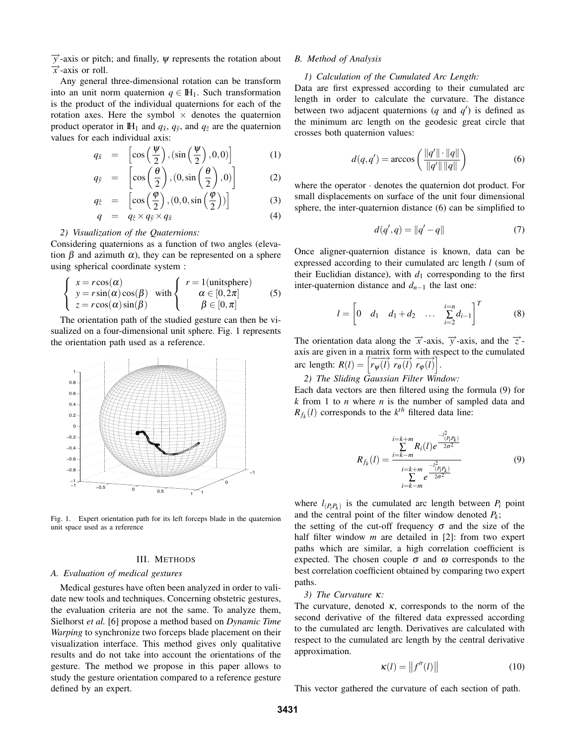$\overrightarrow{y}$-axis or pitch; and finally, $\psi$ represents the rotation about $\overrightarrow{x}$-axis or roll.

Any general three-dimensional rotation can be transform into an unit norm quaternion $q \in \mathbb{H}_1$. Such transformation is the product of the individual quaternions for each of the rotation axes. Here the symbol $\times$ denotes the quaternion product operator in $\mathbb{H}_1$ and $q_{\hat{x}}$, $q_{\hat{y}}$, and $q_{\hat{z}}$ are the quaternion values for each individual axis:

$$
\begin{aligned}
q_{\hat{x}} &= \left[\cos\left(\frac{\psi}{2}\right), (\sin\left(\frac{\psi}{2}\right), 0, 0)\right] & (1)\\
q_{\hat{y}} &= \left[\cos\left(\frac{\theta}{2}\right), (0, \sin\left(\frac{\theta}{2}\right), 0)\right] & (2)\\
q_{\hat{z}} &= \left[\cos\left(\frac{\varphi}{2}\right), (0, 0, \sin\left(\frac{\varphi}{2}\right))\right] & (3)\\
q &= q_{\hat{z}} \times q_{\hat{y}} \times q_{\hat{x}} & (4)
\end{aligned}
$$

*2) Visualization of the Quaternions:*
Considering quaternions as a function of two angles (elevation $\beta$ and azimuth $\alpha$), they can be represented on a sphere using spherical coordinate system :

$$
\begin{cases} x = r\cos(\alpha) \\ y = r\sin(\alpha)\cos(\beta) \\ z = r\cos(\alpha)\sin(\beta) \end{cases} \text{with} \begin{cases} r = 1(\text{unitsphere}) \\ \alpha \in [0, 2\pi] \\ \beta \in [0, \pi] \end{cases} \quad (5)
$$

The orientation path of the studied gesture can then be visualized on a four-dimensional unit sphere. Fig. 1 represents the orientation path used as a reference.

Fig. 1. Expert orientation path for its left forceps blade in the quaternion unit space used as a reference

## III. METHODS

### A. Evaluation of medical gestures

Medical gestures have often been analyzed in order to validate new tools and techniques. Concerning obstetric gestures, the evaluation criteria are not the same. To analyze them, Sielhorst *et al.* [6] propose a method based on *Dynamic Time Warping* to synchronize two forceps blade placement on their visualization interface. This method gives only qualitative results and do not take into account the orientations of the gesture. The method we propose in this paper allows to study the gesture orientation compared to a reference gesture defined by an expert.

### B. Method of Analysis

*1) Calculation of the Cumulated Arc Length:*
Data are first expressed according to their cumulated arc length in order to calculate the curvature. The distance between two adjacent quaternions ($q$ and $q'$) is defined as the minimum arc length on the geodesic great circle that crosses both quaternion values:

$$
d(q, q') = \arccos\left(\frac{\|q'\| \cdot \|q\|}{\|q'\|\,\|q\|}\right) \quad (6)
$$

where the operator $\cdot$ denotes the quaternion dot product. For small displacements on surface of the unit four dimensional sphere, the inter-quaternion distance (6) can be simplified to

$$
d(q', q) = \|q' - q\| \quad (7)
$$

Once aligner-quaternion distance is known, data can be expressed according to their cumulated arc length $l$ (sum of their Euclidian distance), with $d_1$ corresponding to the first inter-quaternion distance and $d_{n-1}$ the last one:

$$
l = \begin{bmatrix} 0 & d_1 & d_1 + d_2 & \ldots & \sum_{i=2}^{i=n} d_{i-1} \end{bmatrix}^T \quad (8)
$$

The orientation data along the $\overrightarrow{x}$-axis, $\overrightarrow{y}$-axis, and the $\overrightarrow{z}$-axis are given in a matrix form with respect to the cumulated arc length: $R(l) = \left[\overrightarrow{r_\psi(l)}\ \overrightarrow{r_\theta(l)}\ \overrightarrow{r_\varphi(l)}\right]$.

*2) The Sliding Gaussian Filter Window:*
Each data vectors are then filtered using the formula (9) for $k$ from 1 to $n$ where $n$ is the number of sampled data and $R_{f_k}(l)$ corresponds to the $k^{th}$ filtered data line:

$$
R_{f_k}(l) = \frac{\sum_{i=k-m}^{i=k+m} R_i(l) e^{\frac{-l^2_{(P_i P_k)}}{2\sigma^2}}}{\sum_{i=k-m}^{i=k+m} e^{\frac{-l^2_{(P_i P_k)}}{2\sigma^2}}} \quad (9)
$$

where $l_{(P_i P_k)}$ is the cumulated arc length between $P_i$ point and the central point of the filter window denoted $P_k$;
the setting of the cut-off frequency $\sigma$ and the size of the half filter window $m$ are detailed in [2]: from two expert paths which are similar, a high correlation coefficient is expected. The chosen couple $\sigma$ and $\omega$ corresponds to the best correlation coefficient obtained by comparing two expert paths.

*3) The Curvature $\kappa$:*
The curvature, denoted $\kappa$, corresponds to the norm of the second derivative of the filtered data expressed according to the cumulated arc length. Derivatives are calculated with respect to the cumulated arc length by the central derivative approximation.

$$
\kappa(l) = \left\| f''(l) \right\| \quad (10)
$$

This vector gathered the curvature of each section of path.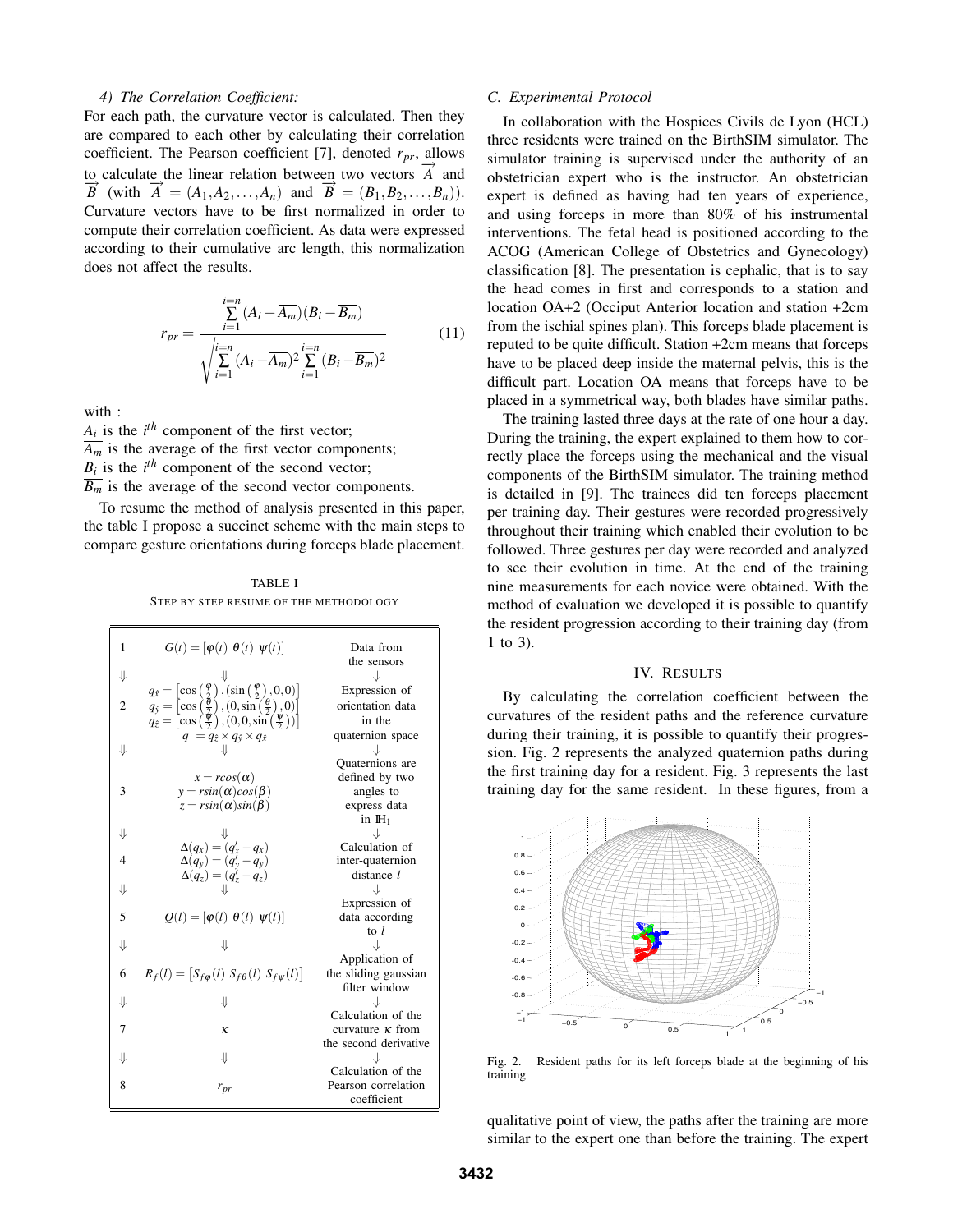#### 4) The Correlation Coefficient:

For each path, the curvature vector is calculated. Then they are compared to each other by calculating their correlation coefficient. The Pearson coefficient [7], denoted $r_{pr}$, allows to calculate the linear relation between two vectors $\overrightarrow{A}$ and $\overrightarrow{B}$ (with $\overrightarrow{A} = (A_1, A_2, \ldots, A_n)$ and $\overrightarrow{B} = (B_1, B_2, \ldots, B_n)$). Curvature vectors have to be first normalized in order to compute their correlation coefficient. As data were expressed according to their cumulative arc length, this normalization does not affect the results.

$$r_{pr} = \frac{\sum_{i=1}^{i=n} (A_i - \overline{A_m})(B_i - \overline{B_m})}{\sqrt{\sum_{i=1}^{i=n} (A_i - \overline{A_m})^2 \sum_{i=1}^{i=n} (B_i - \overline{B_m})^2}} \tag{11}$$

with :
$A_i$ is the $i^{th}$ component of the first vector;
$\overline{A_m}$ is the average of the first vector components;
$B_i$ is the $i^{th}$ component of the second vector;
$\overline{B_m}$ is the average of the second vector components.

To resume the method of analysis presented in this paper, the table I propose a succinct scheme with the main steps to compare gesture orientations during forceps blade placement.

TABLE I
STEP BY STEP RESUME OF THE METHODOLOGY

| | | |
|---|---|---|
| 1 | $G(t) = [\varphi(t)\ \theta(t)\ \psi(t)]$ | Data from the sensors |
| ⇓ | ⇓ | ⇓ |
| 2 | $q_{\hat{x}} = \left[\cos\left(\frac{\varphi}{2}\right), \left(\sin\left(\frac{\varphi}{2}\right), 0, 0\right)\right]$ $q_{\hat{y}} = \left[\cos\left(\frac{\theta}{2}\right), \left(0, \sin\left(\frac{\theta}{2}\right), 0\right)\right]$ $q_{\hat{z}} = \left[\cos\left(\frac{\psi}{2}\right), \left(0, 0, \sin\left(\frac{\psi}{2}\right)\right)\right]$ $q = q_{\hat{z}} \times q_{\hat{y}} \times q_{\hat{x}}$ | Expression of orientation data in the quaternion space |
| ⇓ | ⇓ | ⇓ |
| 3 | $x = r\cos(\alpha)$ $y = r\sin(\alpha)\cos(\beta)$ $z = r\sin(\alpha)\sin(\beta)$ | Quaternions are defined by two angles to express data in $\mathbb{H}_1$ |
| ⇓ | ⇓ | ⇓ |
| 4 | $\Delta(q_x) = (q'_x - q_x)$ $\Delta(q_y) = (q'_y - q_y)$ $\Delta(q_z) = (q'_z - q_z)$ | Calculation of inter-quaternion distance $l$ |
| ⇓ | ⇓ | ⇓ |
| 5 | $Q(l) = [\varphi(l)\ \theta(l)\ \psi(l)]$ | Expression of data according to $l$ |
| ⇓ | ⇓ | ⇓ |
| 6 | $R_f(l) = \left[S_{f\varphi}(l)\ S_{f\theta}(l)\ S_{f\psi}(l)\right]$ | Application of the sliding gaussian filter window |
| ⇓ | ⇓ | ⇓ |
| 7 | $\kappa$ | Calculation of the curvature $\kappa$ from the second derivative |
| ⇓ | ⇓ | ⇓ |
| 8 | $r_{pr}$ | Calculation of the Pearson correlation coefficient |

## C. Experimental Protocol

In collaboration with the Hospices Civils de Lyon (HCL) three residents were trained on the BirthSIM simulator. The simulator training is supervised under the authority of an obstetrician expert who is the instructor. An obstetrician expert is defined as having had ten years of experience, and using forceps in more than 80% of his instrumental interventions. The fetal head is positioned according to the ACOG (American College of Obstetrics and Gynecology) classification [8]. The presentation is cephalic, that is to say the head comes in first and corresponds to a station and location OA+2 (Occiput Anterior location and station +2cm from the ischial spines plan). This forceps blade placement is reputed to be quite difficult. Station +2cm means that forceps have to be placed deep inside the maternal pelvis, this is the difficult part. Location OA means that forceps have to be placed in a symmetrical way, both blades have similar paths.

The training lasted three days at the rate of one hour a day. During the training, the expert explained to them how to correctly place the forceps using the mechanical and the visual components of the BirthSIM simulator. The training method is detailed in [9]. The trainees did ten forceps placement per training day. Their gestures were recorded progressively throughout their training which enabled their evolution to be followed. Three gestures per day were recorded and analyzed to see their evolution in time. At the end of the training nine measurements for each novice were obtained. With the method of evaluation we developed it is possible to quantify the resident progression according to their training day (from 1 to 3).

## IV. Results

By calculating the correlation coefficient between the curvatures of the resident paths and the reference curvature during their training, it is possible to quantify their progression. Fig. 2 represents the analyzed quaternion paths during the first training day for a resident. Fig. 3 represents the last training day for the same resident. In these figures, from a qualitative point of view, the paths after the training are more similar to the expert one than before the training. The expert

1
0.8
0.6
0.4
0.2
0
-0.2
-0.4
-0.6
-0.8
-1
-1
-0.5
0
0.5
1
-1
-0.5
0
0.5
1

Fig. 2. Resident paths for its left forceps blade at the beginning of his training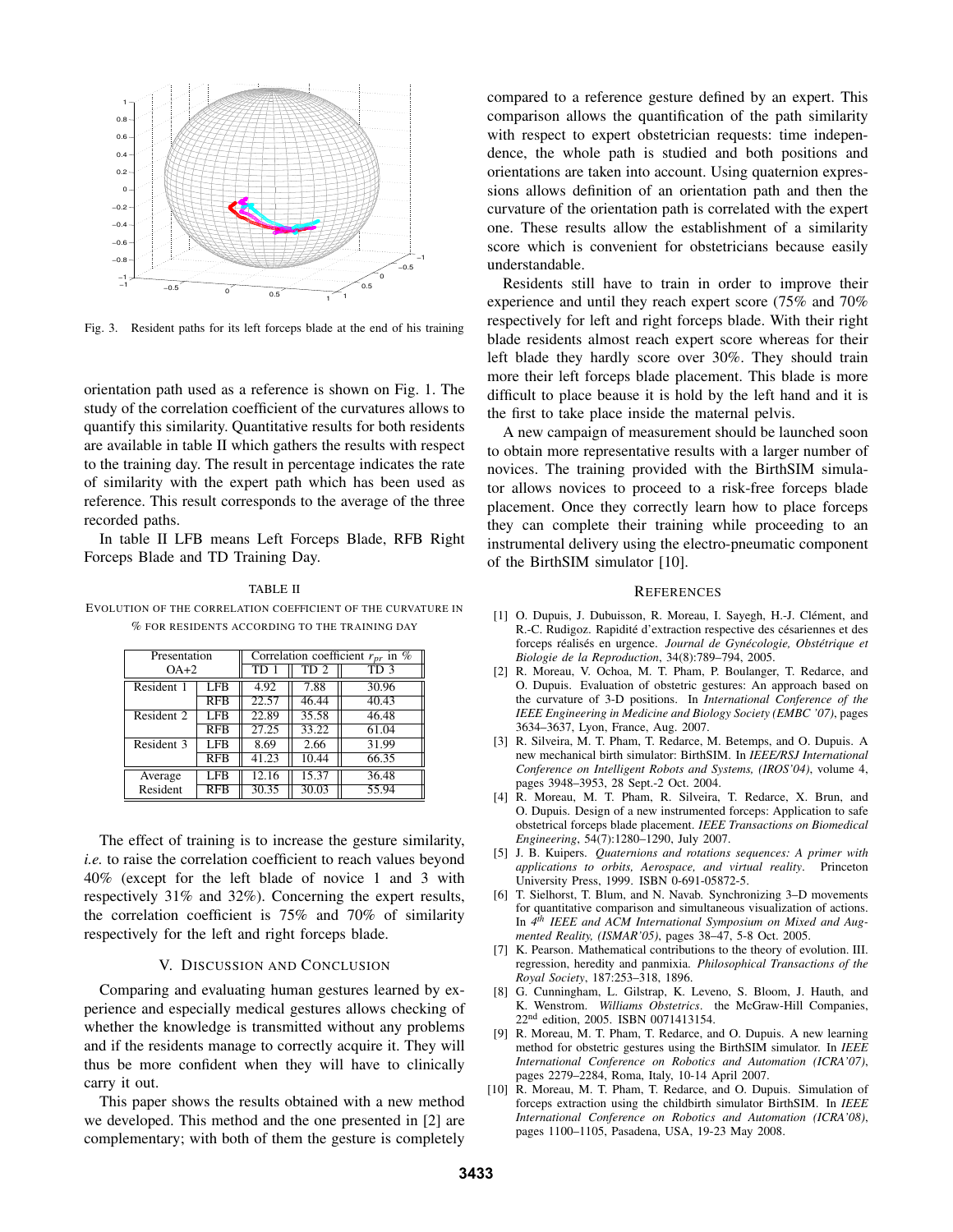1
0.8
0.6
0.4
0.2
0
−0.2
−0.4
−0.6
−0.8
−1
−1
−0.5
0
0.5
1
1
0.5
0
−0.5
−1

Fig. 3. Resident paths for its left forceps blade at the end of his training

orientation path used as a reference is shown on Fig. 1. The study of the correlation coefficient of the curvatures allows to quantify this similarity. Quantitative results for both residents are available in table II which gathers the results with respect to the training day. The result in percentage indicates the rate of similarity with the expert path which has been used as reference. This result corresponds to the average of the three recorded paths.

In table II LFB means Left Forceps Blade, RFB Right Forceps Blade and TD Training Day.

TABLE II

EVOLUTION OF THE CORRELATION COEFFICIENT OF THE CURVATURE IN % FOR RESIDENTS ACCORDING TO THE TRAINING DAY

| Presentation OA+2 | | Correlation coefficient $r_{pr}$ in % | | |
|---|---|---|---|---|
| | | TD 1 | TD 2 | TD 3 |
| Resident 1 | LFB | 4.92 | 7.88 | 30.96 |
| | RFB | 22.57 | 46.44 | 40.43 |
| Resident 2 | LFB | 22.89 | 35.58 | 46.48 |
| | RFB | 27.25 | 33.22 | 61.04 |
| Resident 3 | LFB | 8.69 | 2.66 | 31.99 |
| | RFB | 41.23 | 10.44 | 66.35 |
| Average Resident | LFB | 12.16 | 15.37 | 36.48 |
| | RFB | 30.35 | 30.03 | 55.94 |

The effect of training is to increase the gesture similarity, *i.e.* to raise the correlation coefficient to reach values beyond 40% (except for the left blade of novice 1 and 3 with respectively 31% and 32%). Concerning the expert results, the correlation coefficient is 75% and 70% of similarity respectively for the left and right forceps blade.

## V. Discussion and Conclusion

Comparing and evaluating human gestures learned by experience and especially medical gestures allows checking of whether the knowledge is transmitted without any problems and if the residents manage to correctly acquire it. They will thus be more confident when they will have to clinically carry it out.

This paper shows the results obtained with a new method we developed. This method and the one presented in [2] are complementary; with both of them the gesture is completely compared to a reference gesture defined by an expert. This comparison allows the quantification of the path similarity with respect to expert obstetrician requests: time independence, the whole path is studied and both positions and orientations are taken into account. Using quaternion expressions allows definition of an orientation path and then the curvature of the orientation path is correlated with the expert one. These results allow the establishment of a similarity score which is convenient for obstetricians because easily understandable.

Residents still have to train in order to improve their experience and until they reach expert score (75% and 70% respectively for left and right forceps blade. With their right blade residents almost reach expert score whereas for their left blade they hardly score over 30%. They should train more their left forceps blade placement. This blade is more difficult to place beause it is hold by the left hand and it is the first to take place inside the maternal pelvis.

A new campaign of measurement should be launched soon to obtain more representative results with a larger number of novices. The training provided with the BirthSIM simulator allows novices to proceed to a risk-free forceps blade placement. Once they correctly learn how to place forceps they can complete their training while proceeding to an instrumental delivery using the electro-pneumatic component of the BirthSIM simulator [10].

## References

[1] O. Dupuis, J. Dubuisson, R. Moreau, I. Sayegh, H.-J. Clément, and R.-C. Rudigoz. Rapidité d'extraction respective des césariennes et des forceps réalisés en urgence. *Journal de Gynécologie, Obstétrique et Biologie de la Reproduction*, 34(8):789–794, 2005.

[2] R. Moreau, V. Ochoa, M. T. Pham, P. Boulanger, T. Redarce, and O. Dupuis. Evaluation of obstetric gestures: An approach based on the curvature of 3-D positions. In *International Conference of the IEEE Engineering in Medicine and Biology Society (EMBC '07)*, pages 3634–3637, Lyon, France, Aug. 2007.

[3] R. Silveira, M. T. Pham, T. Redarce, M. Betemps, and O. Dupuis. A new mechanical birth simulator: BirthSIM. In *IEEE/RSJ International Conference on Intelligent Robots and Systems, (IROS'04)*, volume 4, pages 3948–3953, 28 Sept.-2 Oct. 2004.

[4] R. Moreau, M. T. Pham, R. Silveira, T. Redarce, X. Brun, and O. Dupuis. Design of a new instrumented forceps: Application to safe obstetrical forceps blade placement. *IEEE Transactions on Biomedical Engineering*, 54(7):1280–1290, July 2007.

[5] J. B. Kuipers. *Quaternions and rotations sequences: A primer with applications to orbits, Aerospace, and virtual reality*. Princeton University Press, 1999. ISBN 0-691-05872-5.

[6] T. Sielhorst, T. Blum, and N. Navab. Synchronizing 3–D movements for quantitative comparison and simultaneous visualization of actions. In *4th IEEE and ACM International Symposium on Mixed and Augmented Reality, (ISMAR'05)*, pages 38–47, 5-8 Oct. 2005.

[7] K. Pearson. Mathematical contributions to the theory of evolution. III. regression, heredity and panmixia. *Philosophical Transactions of the Royal Society*, 187:253–318, 1896.

[8] G. Cunningham, L. Gilstrap, K. Leveno, S. Bloom, J. Hauth, and K. Wenstrom. *Williams Obstetrics*. the McGraw-Hill Companies, 22nd edition, 2005. ISBN 0071413154.

[9] R. Moreau, M. T. Pham, T. Redarce, and O. Dupuis. A new learning method for obstetric gestures using the BirthSIM simulator. In *IEEE International Conference on Robotics and Automation (ICRA'07)*, pages 2279–2284, Roma, Italy, 10-14 April 2007.

[10] R. Moreau, M. T. Pham, T. Redarce, and O. Dupuis. Simulation of forceps extraction using the childbirth simulator BirthSIM. In *IEEE International Conference on Robotics and Automation (ICRA'08)*, pages 1100–1105, Pasadena, USA, 19-23 May 2008.